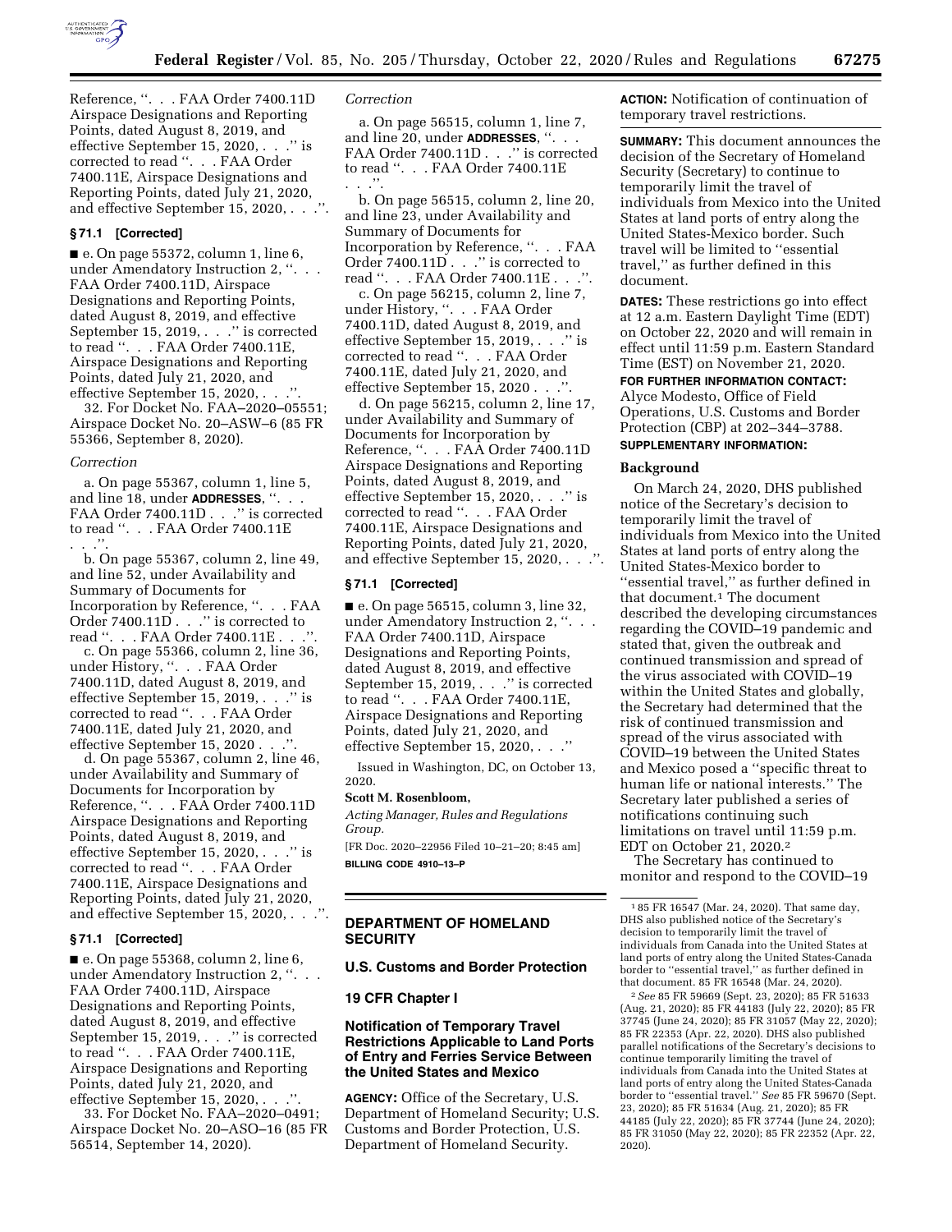Reference, ''. . . FAA Order 7400.11D Airspace Designations and Reporting Points, dated August 8, 2019, and effective September 15, 2020, . . .'' is corrected to read ''. . . FAA Order 7400.11E, Airspace Designations and Reporting Points, dated July 21, 2020, and effective September 15, 2020, . . .''.

**§ 71.1 [Corrected]**

■ e. On page 55372, column 1, line 6, under Amendatory Instruction 2, ''. . . FAA Order 7400.11D, Airspace Designations and Reporting Points, dated August 8, 2019, and effective September 15, 2019, . . .'' is corrected to read ''. . . FAA Order 7400.11E, Airspace Designations and Reporting Points, dated July 21, 2020, and effective September 15, 2020, . . .''.

32. For Docket No. FAA–2020–05551; Airspace Docket No. 20–ASW–6 (85 FR 55366, September 8, 2020).

*Correction*

a. On page 55367, column 1, line 5, and line 18, under **ADDRESSES**, ''. . . FAA Order 7400.11D . . .'' is corrected to read ''. . . FAA Order 7400.11E . . .''.

b. On page 55367, column 2, line 49, and line 52, under Availability and Summary of Documents for Incorporation by Reference, ''. . . FAA Order 7400.11D . . .'' is corrected to read ''. . . FAA Order 7400.11E . . .''.

c. On page 55366, column 2, line 36, under History, ''. . . FAA Order 7400.11D, dated August 8, 2019, and effective September 15, 2019, . . .'' is corrected to read ''. . . FAA Order 7400.11E, dated July 21, 2020, and effective September 15, 2020 . . .''.

d. On page 55367, column 2, line 46, under Availability and Summary of Documents for Incorporation by Reference, ''. . . FAA Order 7400.11D Airspace Designations and Reporting Points, dated August 8, 2019, and effective September 15, 2020, . . .'' is corrected to read ''. . . FAA Order 7400.11E, Airspace Designations and Reporting Points, dated July 21, 2020, and effective September 15, 2020, . . .''.

**§ 71.1 [Corrected]**

■ e. On page 55368, column 2, line 6, under Amendatory Instruction 2, ''. . . FAA Order 7400.11D, Airspace Designations and Reporting Points, dated August 8, 2019, and effective September 15, 2019, . . .'' is corrected to read ''. . . FAA Order 7400.11E, Airspace Designations and Reporting Points, dated July 21, 2020, and effective September 15, 2020, . . .''.

33. For Docket No. FAA–2020–0491; Airspace Docket No. 20–ASO–16 (85 FR 56514, September 14, 2020).

*Correction*

a. On page 56515, column 1, line 7, and line 20, under **ADDRESSES**, ''. . . FAA Order 7400.11D . . .'' is corrected to read ''. . . FAA Order 7400.11E . . .''.

b. On page 56515, column 2, line 20, and line 23, under Availability and Summary of Documents for Incorporation by Reference, ''. . . FAA Order 7400.11D . . .'' is corrected to read ''. . . FAA Order 7400.11E . . .''.

c. On page 56215, column 2, line 7, under History, ''. . . FAA Order 7400.11D, dated August 8, 2019, and effective September 15, 2019, . . .'' is corrected to read ''. . . FAA Order 7400.11E, dated July 21, 2020, and effective September 15, 2020 . . .''.

d. On page 56215, column 2, line 17, under Availability and Summary of Documents for Incorporation by Reference, ''. . . FAA Order 7400.11D Airspace Designations and Reporting Points, dated August 8, 2019, and effective September 15, 2020, . . .'' is corrected to read ''. . . FAA Order 7400.11E, Airspace Designations and Reporting Points, dated July 21, 2020, and effective September 15, 2020, . . .''.

**§ 71.1 [Corrected]**

■ e. On page 56515, column 3, line 32, under Amendatory Instruction 2, ''. . . FAA Order 7400.11D, Airspace Designations and Reporting Points, dated August 8, 2019, and effective September 15, 2019, . . .'' is corrected to read ''. . . FAA Order 7400.11E, Airspace Designations and Reporting Points, dated July 21, 2020, and effective September 15, 2020, . . .''

Issued in Washington, DC, on October 13, 2020.

**Scott M. Rosenbloom,**

*Acting Manager, Rules and Regulations Group.*

[FR Doc. 2020–22956 Filed 10–21–20; 8:45 am]

**BILLING CODE 4910–13–P**

## DEPARTMENT OF HOMELAND SECURITY

### U.S. Customs and Border Protection

### 19 CFR Chapter I

### Notification of Temporary Travel Restrictions Applicable to Land Ports of Entry and Ferries Service Between the United States and Mexico

**AGENCY:** Office of the Secretary, U.S. Department of Homeland Security; U.S. Customs and Border Protection, U.S. Department of Homeland Security.

**ACTION:** Notification of continuation of temporary travel restrictions.

**SUMMARY:** This document announces the decision of the Secretary of Homeland Security (Secretary) to continue to temporarily limit the travel of individuals from Mexico into the United States at land ports of entry along the United States-Mexico border. Such travel will be limited to ''essential travel,'' as further defined in this document.

**DATES:** These restrictions go into effect at 12 a.m. Eastern Daylight Time (EDT) on October 22, 2020 and will remain in effect until 11:59 p.m. Eastern Standard Time (EST) on November 21, 2020.

**FOR FURTHER INFORMATION CONTACT:** Alyce Modesto, Office of Field Operations, U.S. Customs and Border Protection (CBP) at 202–344–3788.

**SUPPLEMENTARY INFORMATION:**

#### Background

On March 24, 2020, DHS published notice of the Secretary's decision to temporarily limit the travel of individuals from Mexico into the United States at land ports of entry along the United States-Mexico border to ''essential travel,'' as further defined in that document.[1] The document described the developing circumstances regarding the COVID–19 pandemic and stated that, given the outbreak and continued transmission and spread of the virus associated with COVID–19 within the United States and globally, the Secretary had determined that the risk of continued transmission and spread of the virus associated with COVID–19 between the United States and Mexico posed a ''specific threat to human life or national interests.'' The Secretary later published a series of notifications continuing such limitations on travel until 11:59 p.m. EDT on October 21, 2020.[2]

The Secretary has continued to monitor and respond to the COVID–19

---

[1] 85 FR 16547 (Mar. 24, 2020). That same day, DHS also published notice of the Secretary's decision to temporarily limit the travel of individuals from Canada into the United States at land ports of entry along the United States-Canada border to ''essential travel,'' as further defined in that document. 85 FR 16548 (Mar. 24, 2020).

[2] *See* 85 FR 59669 (Sept. 23, 2020); 85 FR 51633 (Aug. 21, 2020); 85 FR 44183 (July 22, 2020); 85 FR 37745 (June 24, 2020); 85 FR 31057 (May 22, 2020); 85 FR 22353 (Apr. 22, 2020). DHS also published parallel notifications of the Secretary's decisions to continue temporarily limiting the travel of individuals from Canada into the United States at land ports of entry along the United States-Canada border to ''essential travel.'' *See* 85 FR 59670 (Sept. 23, 2020); 85 FR 51634 (Aug. 21, 2020); 85 FR 44185 (July 22, 2020); 85 FR 37744 (June 24, 2020); 85 FR 31050 (May 22, 2020); 85 FR 22352 (Apr. 22, 2020).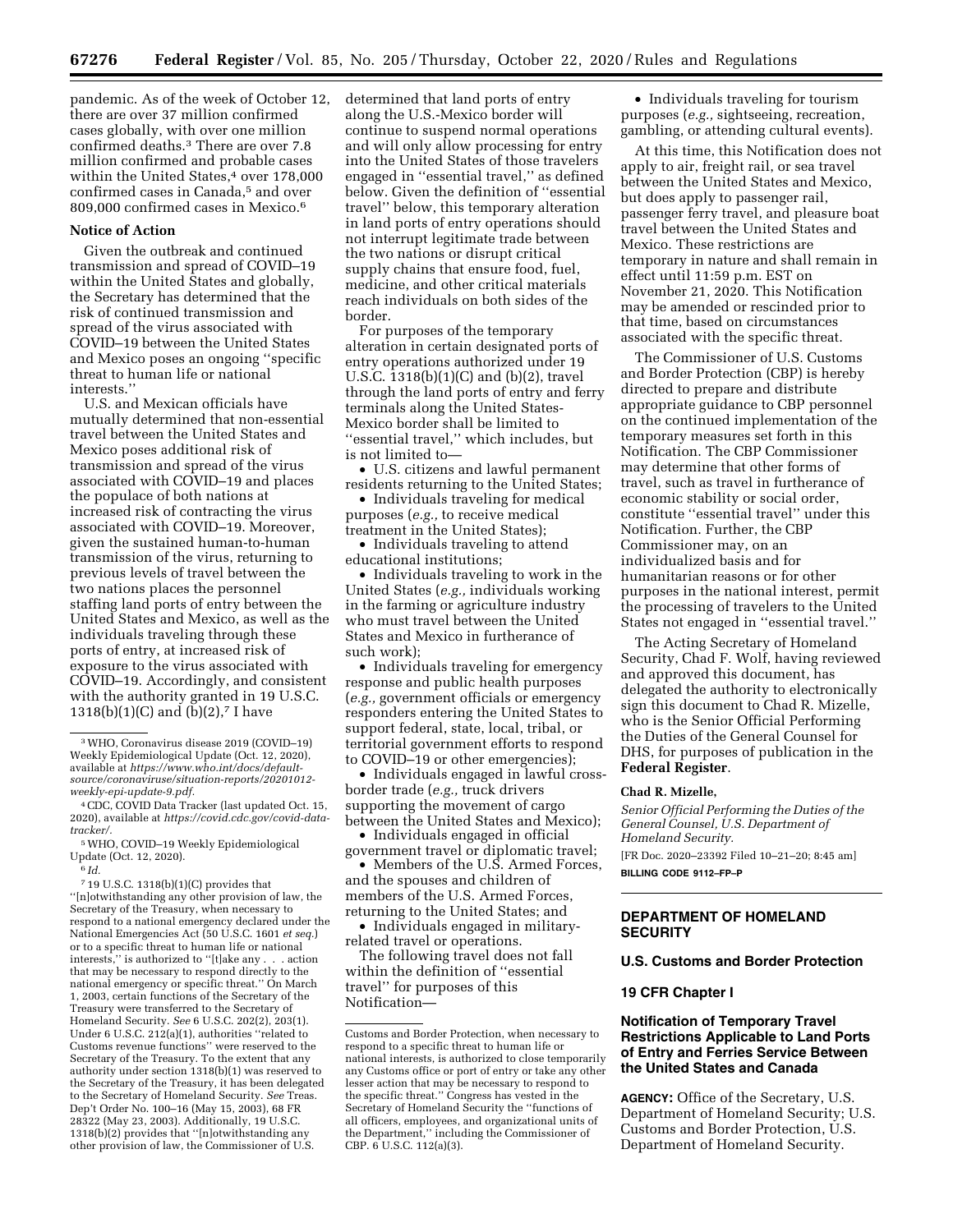pandemic. As of the week of October 12, there are over 37 million confirmed cases globally, with over one million confirmed deaths.[3] There are over 7.8 million confirmed and probable cases within the United States,[4] over 178,000 confirmed cases in Canada,[5] and over 809,000 confirmed cases in Mexico.[6]

## Notice of Action

Given the outbreak and continued transmission and spread of COVID–19 within the United States and globally, the Secretary has determined that the risk of continued transmission and spread of the virus associated with COVID–19 between the United States and Mexico poses an ongoing ''specific threat to human life or national interests.''

U.S. and Mexican officials have mutually determined that non-essential travel between the United States and Mexico poses additional risk of transmission and spread of the virus associated with COVID–19 and places the populace of both nations at increased risk of contracting the virus associated with COVID–19. Moreover, given the sustained human-to-human transmission of the virus, returning to previous levels of travel between the two nations places the personnel staffing land ports of entry between the United States and Mexico, as well as the individuals traveling through these ports of entry, at increased risk of exposure to the virus associated with COVID–19. Accordingly, and consistent with the authority granted in 19 U.S.C. 1318(b)(1)(C) and (b)(2),[7] I have determined that land ports of entry along the U.S.-Mexico border will continue to suspend normal operations and will only allow processing for entry into the United States of those travelers engaged in ''essential travel,'' as defined below. Given the definition of ''essential travel'' below, this temporary alteration in land ports of entry operations should not interrupt legitimate trade between the two nations or disrupt critical supply chains that ensure food, fuel, medicine, and other critical materials reach individuals on both sides of the border.

For purposes of the temporary alteration in certain designated ports of entry operations authorized under 19 U.S.C. 1318(b)(1)(C) and (b)(2), travel through the land ports of entry and ferry terminals along the United States-Mexico border shall be limited to ''essential travel,'' which includes, but is not limited to—

- U.S. citizens and lawful permanent residents returning to the United States;
- Individuals traveling for medical purposes (*e.g.,* to receive medical treatment in the United States);
- Individuals traveling to attend educational institutions;
- Individuals traveling to work in the United States (*e.g.,* individuals working in the farming or agriculture industry who must travel between the United States and Mexico in furtherance of such work);
- Individuals traveling for emergency response and public health purposes (*e.g.,* government officials or emergency responders entering the United States to support federal, state, local, tribal, or territorial government efforts to respond to COVID–19 or other emergencies);
- Individuals engaged in lawful cross-border trade (*e.g.,* truck drivers supporting the movement of cargo between the United States and Mexico);
- Individuals engaged in official government travel or diplomatic travel;
- Members of the U.S. Armed Forces, and the spouses and children of members of the U.S. Armed Forces, returning to the United States; and
- Individuals engaged in military-related travel or operations.

The following travel does not fall within the definition of ''essential travel'' for purposes of this Notification—

- Individuals traveling for tourism purposes (*e.g.,* sightseeing, recreation, gambling, or attending cultural events).

At this time, this Notification does not apply to air, freight rail, or sea travel between the United States and Mexico, but does apply to passenger rail, passenger ferry travel, and pleasure boat travel between the United States and Mexico. These restrictions are temporary in nature and shall remain in effect until 11:59 p.m. EST on November 21, 2020. This Notification may be amended or rescinded prior to that time, based on circumstances associated with the specific threat.

The Commissioner of U.S. Customs and Border Protection (CBP) is hereby directed to prepare and distribute appropriate guidance to CBP personnel on the continued implementation of the temporary measures set forth in this Notification. The CBP Commissioner may determine that other forms of travel, such as travel in furtherance of economic stability or social order, constitute ''essential travel'' under this Notification. Further, the CBP Commissioner may, on an individualized basis and for humanitarian reasons or for other purposes in the national interest, permit the processing of travelers to the United States not engaged in ''essential travel.''

The Acting Secretary of Homeland Security, Chad F. Wolf, having reviewed and approved this document, has delegated the authority to electronically sign this document to Chad R. Mizelle, who is the Senior Official Performing the Duties of the General Counsel for DHS, for purposes of publication in the **Federal Register**.

**Chad R. Mizelle,**

*Senior Official Performing the Duties of the General Counsel, U.S. Department of Homeland Security.*

[FR Doc. 2020–23392 Filed 10–21–20; 8:45 am]

**BILLING CODE 9112–FP–P**

---

[3] WHO, Coronavirus disease 2019 (COVID–19) Weekly Epidemiological Update (Oct. 12, 2020), available at *https://www.who.int/docs/default-source/coronaviruse/situation-reports/20201012-weekly-epi-update-9.pdf.*

[4] CDC, COVID Data Tracker (last updated Oct. 15, 2020), available at *https://covid.cdc.gov/covid-data-tracker/.*

[5] WHO, COVID–19 Weekly Epidemiological Update (Oct. 12, 2020).

[6] *Id.*

[7] 19 U.S.C. 1318(b)(1)(C) provides that ''[n]otwithstanding any other provision of law, the Secretary of the Treasury, when necessary to respond to a national emergency declared under the National Emergencies Act (50 U.S.C. 1601 *et seq.*) or to a specific threat to human life or national interests,'' is authorized to ''[t]ake any . . . action that may be necessary to respond directly to the national emergency or specific threat.'' On March 1, 2003, certain functions of the Secretary of the Treasury were transferred to the Secretary of Homeland Security. *See* 6 U.S.C. 202(2), 203(1). Under 6 U.S.C. 212(a)(1), authorities ''related to Customs revenue functions'' were reserved to the Secretary of the Treasury. To the extent that any authority under section 1318(b)(1) was reserved to the Secretary of the Treasury, it has been delegated to the Secretary of Homeland Security. *See* Treas. Dep't Order No. 100–16 (May 15, 2003), 68 FR 28322 (May 23, 2003). Additionally, 19 U.S.C. 1318(b)(2) provides that ''[n]otwithstanding any other provision of law, the Commissioner of U.S. Customs and Border Protection, when necessary to respond to a specific threat to human life or national interests, is authorized to close temporarily any Customs office or port of entry or take any other lesser action that may be necessary to respond to the specific threat.'' Congress has vested in the Secretary of Homeland Security the ''functions of all officers, employees, and organizational units of the Department,'' including the Commissioner of CBP. 6 U.S.C. 112(a)(3).

---

## DEPARTMENT OF HOMELAND SECURITY

### U.S. Customs and Border Protection

### 19 CFR Chapter I

### Notification of Temporary Travel Restrictions Applicable to Land Ports of Entry and Ferries Service Between the United States and Canada

**AGENCY:** Office of the Secretary, U.S. Department of Homeland Security; U.S. Customs and Border Protection, U.S. Department of Homeland Security.